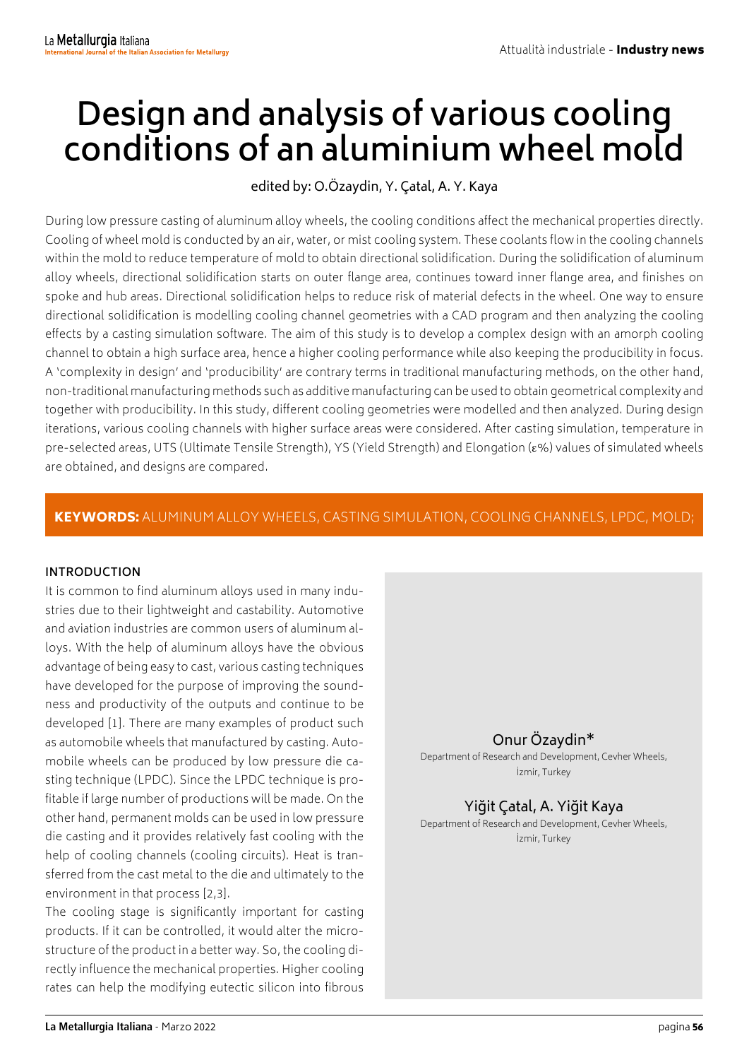# Design and analysis of various cooling conditions of an aluminium wheel mold

edited by: O.Özaydin, Y. Çatal, A. Y. Kaya

During low pressure casting of aluminum alloy wheels, the cooling conditions affect the mechanical properties directly. Cooling of wheel mold is conducted by an air, water, or mist cooling system. These coolants flow in the cooling channels within the mold to reduce temperature of mold to obtain directional solidification. During the solidification of aluminum alloy wheels, directional solidification starts on outer flange area, continues toward inner flange area, and finishes on spoke and hub areas. Directional solidification helps to reduce risk of material defects in the wheel. One way to ensure directional solidification is modelling cooling channel geometries with a CAD program and then analyzing the cooling effects by a casting simulation software. The aim of this study is to develop a complex design with an amorph cooling channel to obtain a high surface area, hence a higher cooling performance while also keeping the producibility in focus. A 'complexity in design' and 'producibility' are contrary terms in traditional manufacturing methods, on the other hand, non-traditional manufacturing methods such as additive manufacturing can be used to obtain geometrical complexity and together with producibility. In this study, different cooling geometries were modelled and then analyzed. During design iterations, various cooling channels with higher surface areas were considered. After casting simulation, temperature in pre-selected areas, UTS (Ultimate Tensile Strength), YS (Yield Strength) and Elongation (ε%) values of simulated wheels are obtained, and designs are compared.

**KEYWORDS:** ALUMINUM ALLOY WHEELS, CASTING SIMULATION, COOLING CHANNELS, LPDC, MOLD;

Onur Özaydin*
Department of Research and Development, Cevher Wheels, İzmir, Turkey

Yiğit Çatal, A. Yiğit Kaya
Department of Research and Development, Cevher Wheels, İzmir, Turkey

## INTRODUCTION

It is common to find aluminum alloys used in many industries due to their lightweight and castability. Automotive and aviation industries are common users of aluminum alloys. With the help of aluminum alloys have the obvious advantage of being easy to cast, various casting techniques have developed for the purpose of improving the soundness and productivity of the outputs and continue to be developed [1]. There are many examples of product such as automobile wheels that manufactured by casting. Automobile wheels can be produced by low pressure die casting technique (LPDC). Since the LPDC technique is profitable if large number of productions will be made. On the other hand, permanent molds can be used in low pressure die casting and it provides relatively fast cooling with the help of cooling channels (cooling circuits). Heat is transferred from the cast metal to the die and ultimately to the environment in that process [2,3].

The cooling stage is significantly important for casting products. If it can be controlled, it would alter the microstructure of the product in a better way. So, the cooling directly influence the mechanical properties. Higher cooling rates can help the modifying eutectic silicon into fibrous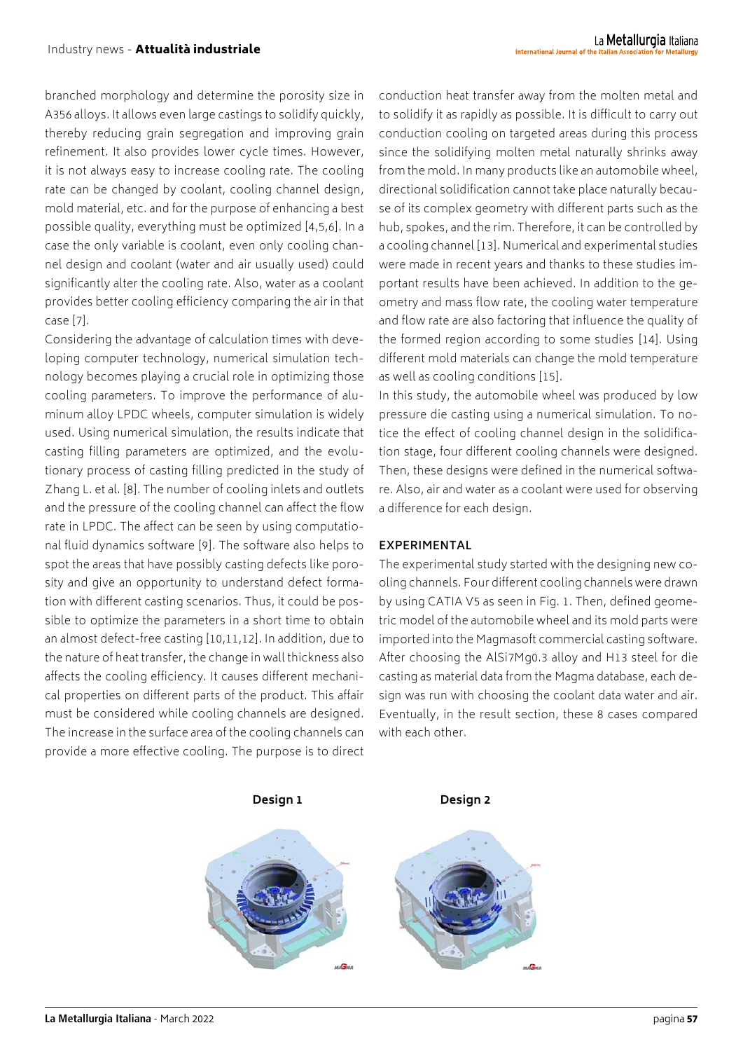branched morphology and determine the porosity size in A356 alloys. It allows even large castings to solidify quickly, thereby reducing grain segregation and improving grain refinement. It also provides lower cycle times. However, it is not always easy to increase cooling rate. The cooling rate can be changed by coolant, cooling channel design, mold material, etc. and for the purpose of enhancing a best possible quality, everything must be optimized [4,5,6]. In a case the only variable is coolant, even only cooling channel design and coolant (water and air usually used) could significantly alter the cooling rate. Also, water as a coolant provides better cooling efficiency comparing the air in that case [7].

Considering the advantage of calculation times with developing computer technology, numerical simulation technology becomes playing a crucial role in optimizing those cooling parameters. To improve the performance of aluminum alloy LPDC wheels, computer simulation is widely used. Using numerical simulation, the results indicate that casting filling parameters are optimized, and the evolutionary process of casting filling predicted in the study of Zhang L. et al. [8]. The number of cooling inlets and outlets and the pressure of the cooling channel can affect the flow rate in LPDC. The affect can be seen by using computational fluid dynamics software [9]. The software also helps to spot the areas that have possibly casting defects like porosity and give an opportunity to understand defect formation with different casting scenarios. Thus, it could be possible to optimize the parameters in a short time to obtain an almost defect-free casting [10,11,12]. In addition, due to the nature of heat transfer, the change in wall thickness also affects the cooling efficiency. It causes different mechanical properties on different parts of the product. This affair must be considered while cooling channels are designed. The increase in the surface area of the cooling channels can provide a more effective cooling. The purpose is to direct conduction heat transfer away from the molten metal and to solidify it as rapidly as possible. It is difficult to carry out conduction cooling on targeted areas during this process since the solidifying molten metal naturally shrinks away from the mold. In many products like an automobile wheel, directional solidification cannot take place naturally because of its complex geometry with different parts such as the hub, spokes, and the rim. Therefore, it can be controlled by a cooling channel [13]. Numerical and experimental studies were made in recent years and thanks to these studies important results have been achieved. In addition to the geometry and mass flow rate, the cooling water temperature and flow rate are also factoring that influence the quality of the formed region according to some studies [14]. Using different mold materials can change the mold temperature as well as cooling conditions [15].

In this study, the automobile wheel was produced by low pressure die casting using a numerical simulation. To notice the effect of cooling channel design in the solidification stage, four different cooling channels were designed. Then, these designs were defined in the numerical software. Also, air and water as a coolant were used for observing a difference for each design.

## EXPERIMENTAL

The experimental study started with the designing new cooling channels. Four different cooling channels were drawn by using CATIA V5 as seen in Fig. 1. Then, defined geometric model of the automobile wheel and its mold parts were imported into the Magmasoft commercial casting software. After choosing the AlSi7Mg0.3 alloy and H13 steel for die casting as material data from the Magma database, each design was run with choosing the coolant data water and air. Eventually, in the result section, these 8 cases compared with each other.

**Design 1** **Design 2**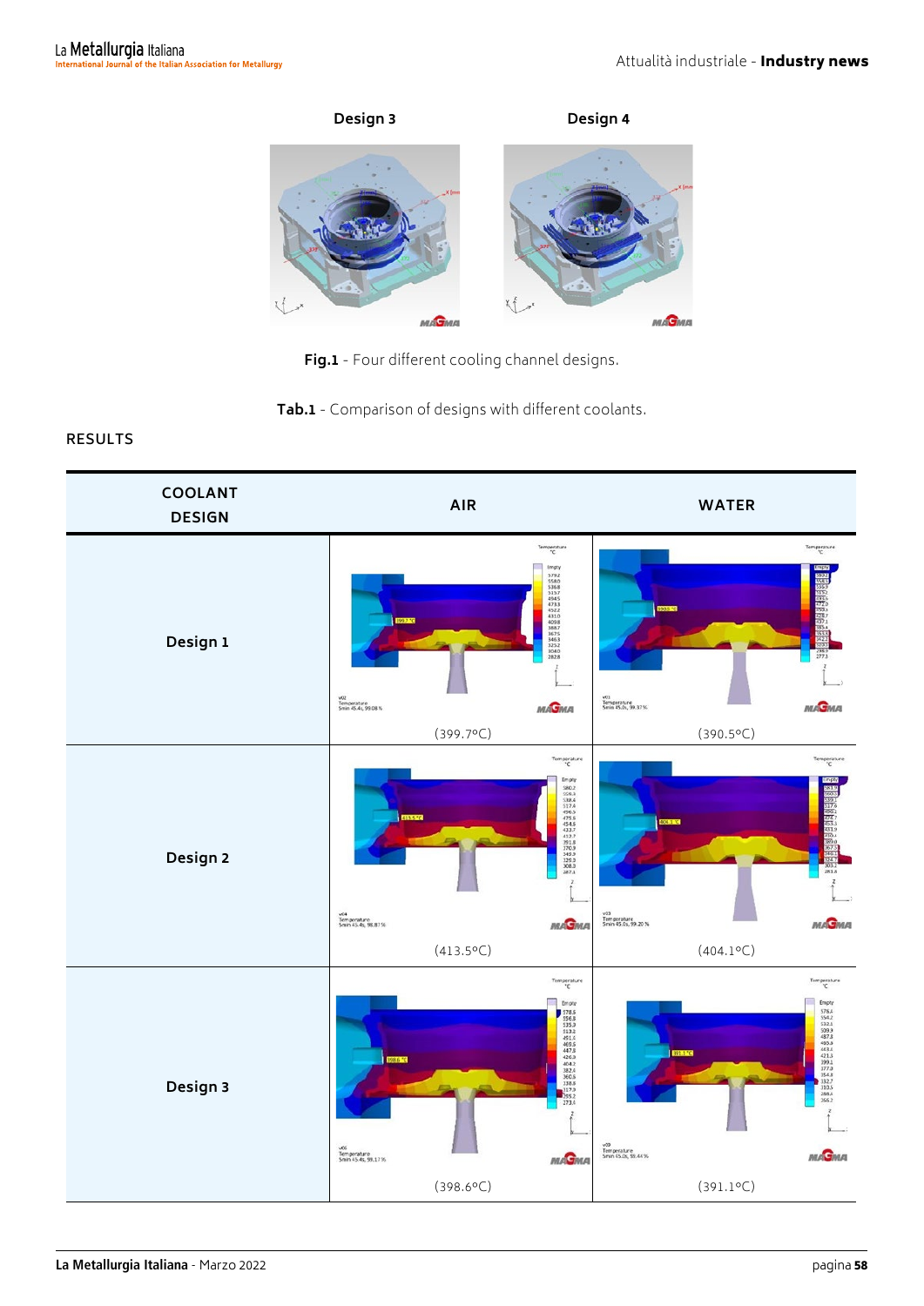Design 3 | Design 4

**Fig.1** - Four different cooling channel designs.

**Tab.1** - Comparison of designs with different coolants.

RESULTS

| COOLANT / DESIGN | AIR | WATER |
|---|---|---|
| **Design 1** | (399.7°C) | (390.5°C) |
| **Design 2** | (413.5°C) | (404.1°C) |
| **Design 3** | (398.6°C) | (391.1°C) |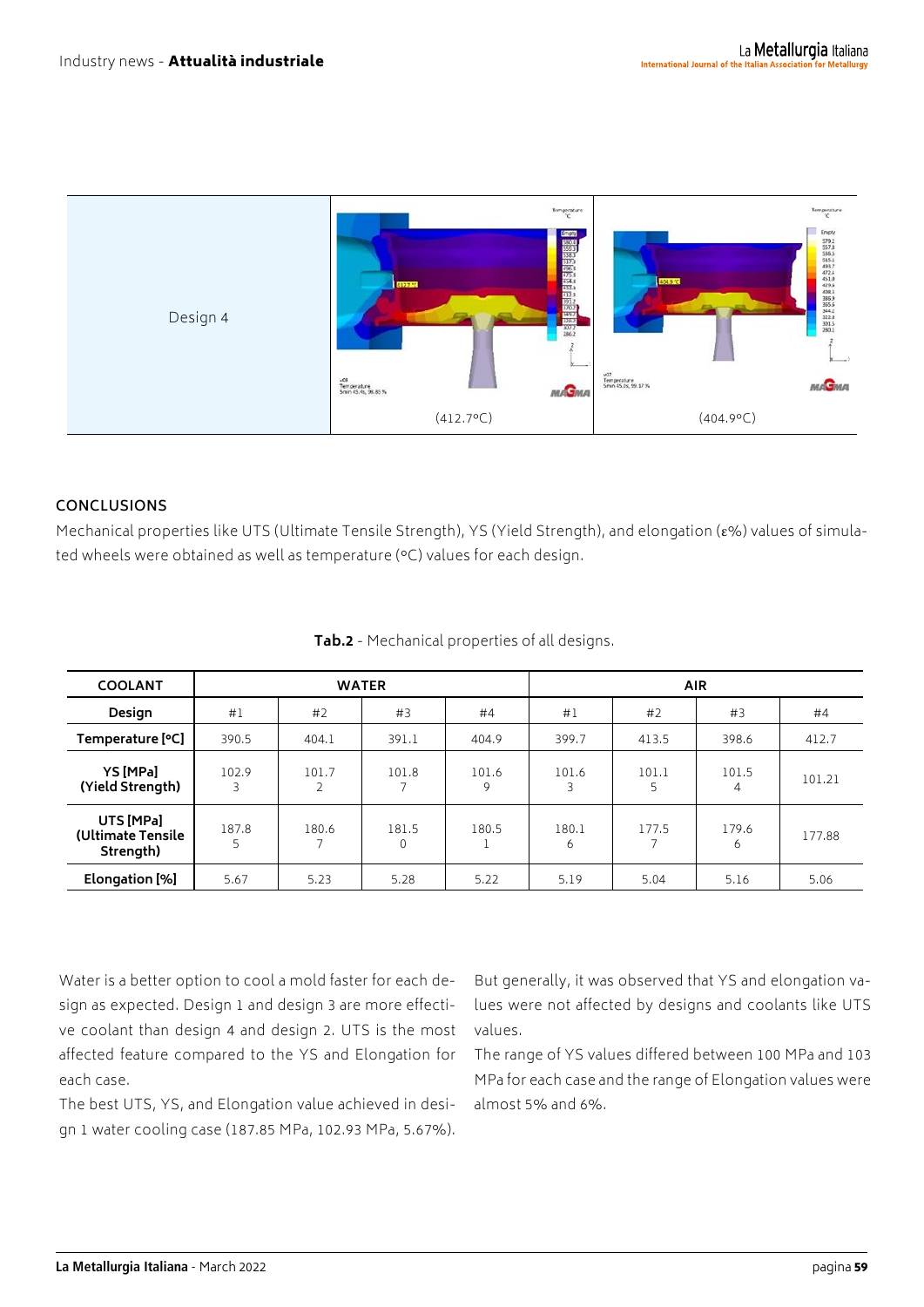| Design 4 | (412.7°C) | (404.9°C) |
|---|---|---|

## CONCLUSIONS

Mechanical properties like UTS (Ultimate Tensile Strength), YS (Yield Strength), and elongation (ε%) values of simulated wheels were obtained as well as temperature (°C) values for each design.

**Tab.2** - Mechanical properties of all designs.

| COOLANT | WATER | | | | AIR | | | |
|---|---|---|---|---|---|---|---|---|
| **Design** | #1 | #2 | #3 | #4 | #1 | #2 | #3 | #4 |
| **Temperature [°C]** | 390.5 | 404.1 | 391.1 | 404.9 | 399.7 | 413.5 | 398.6 | 412.7 |
| **YS [MPa] (Yield Strength)** | 102.93 | 101.72 | 101.87 | 101.69 | 101.63 | 101.15 | 101.54 | 101.21 |
| **UTS [MPa] (Ultimate Tensile Strength)** | 187.85 | 180.67 | 181.50 | 180.51 | 180.16 | 177.57 | 179.66 | 177.88 |
| **Elongation [%]** | 5.67 | 5.23 | 5.28 | 5.22 | 5.19 | 5.04 | 5.16 | 5.06 |

Water is a better option to cool a mold faster for each design as expected. Design 1 and design 3 are more effective coolant than design 4 and design 2. UTS is the most affected feature compared to the YS and Elongation for each case.

The best UTS, YS, and Elongation value achieved in design 1 water cooling case (187.85 MPa, 102.93 MPa, 5.67%).

But generally, it was observed that YS and elongation values were not affected by designs and coolants like UTS values.

The range of YS values differed between 100 MPa and 103 MPa for each case and the range of Elongation values were almost 5% and 6%.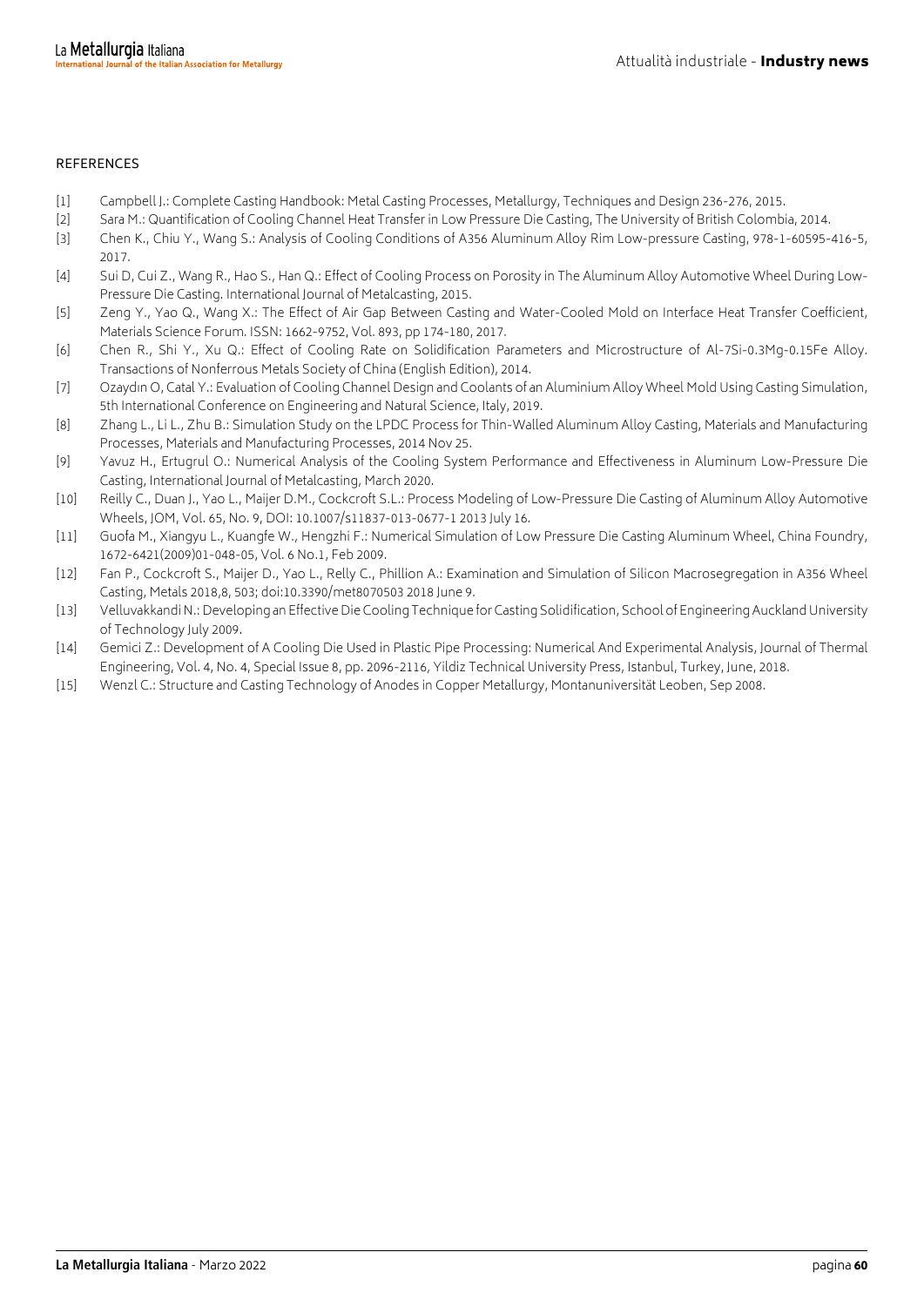## REFERENCES

[1] Campbell J.: Complete Casting Handbook: Metal Casting Processes, Metallurgy, Techniques and Design 236-276, 2015.

[2] Sara M.: Quantification of Cooling Channel Heat Transfer in Low Pressure Die Casting, The University of British Colombia, 2014.

[3] Chen K., Chiu Y., Wang S.: Analysis of Cooling Conditions of A356 Aluminum Alloy Rim Low-pressure Casting, 978-1-60595-416-5, 2017.

[4] Sui D, Cui Z., Wang R., Hao S., Han Q.: Effect of Cooling Process on Porosity in The Aluminum Alloy Automotive Wheel During Low-Pressure Die Casting. International Journal of Metalcasting, 2015.

[5] Zeng Y., Yao Q., Wang X.: The Effect of Air Gap Between Casting and Water-Cooled Mold on Interface Heat Transfer Coefficient, Materials Science Forum. ISSN: 1662-9752, Vol. 893, pp 174-180, 2017.

[6] Chen R., Shi Y., Xu Q.: Effect of Cooling Rate on Solidification Parameters and Microstructure of Al-7Si-0.3Mg-0.15Fe Alloy. Transactions of Nonferrous Metals Society of China (English Edition), 2014.

[7] Ozaydın O, Catal Y.: Evaluation of Cooling Channel Design and Coolants of an Aluminium Alloy Wheel Mold Using Casting Simulation, 5th International Conference on Engineering and Natural Science, Italy, 2019.

[8] Zhang L., Li L., Zhu B.: Simulation Study on the LPDC Process for Thin-Walled Aluminum Alloy Casting, Materials and Manufacturing Processes, Materials and Manufacturing Processes, 2014 Nov 25.

[9] Yavuz H., Ertugrul O.: Numerical Analysis of the Cooling System Performance and Effectiveness in Aluminum Low-Pressure Die Casting, International Journal of Metalcasting, March 2020.

[10] Reilly C., Duan J., Yao L., Maijer D.M., Cockcroft S.L.: Process Modeling of Low-Pressure Die Casting of Aluminum Alloy Automotive Wheels, JOM, Vol. 65, No. 9, DOI: 10.1007/s11837-013-0677-1 2013 July 16.

[11] Guofa M., Xiangyu L., Kuangfe W., Hengzhi F.: Numerical Simulation of Low Pressure Die Casting Aluminum Wheel, China Foundry, 1672-6421(2009)01-048-05, Vol. 6 No.1, Feb 2009.

[12] Fan P., Cockcroft S., Maijer D., Yao L., Relly C., Phillion A.: Examination and Simulation of Silicon Macrosegregation in A356 Wheel Casting, Metals 2018,8, 503; doi:10.3390/met8070503 2018 June 9.

[13] Velluvakkandi N.: Developing an Effective Die Cooling Technique for Casting Solidification, School of Engineering Auckland University of Technology July 2009.

[14] Gemici Z.: Development of A Cooling Die Used in Plastic Pipe Processing: Numerical And Experimental Analysis, Journal of Thermal Engineering, Vol. 4, No. 4, Special Issue 8, pp. 2096-2116, Yildiz Technical University Press, Istanbul, Turkey, June, 2018.

[15] Wenzl C.: Structure and Casting Technology of Anodes in Copper Metallurgy, Montanuniversität Leoben, Sep 2008.